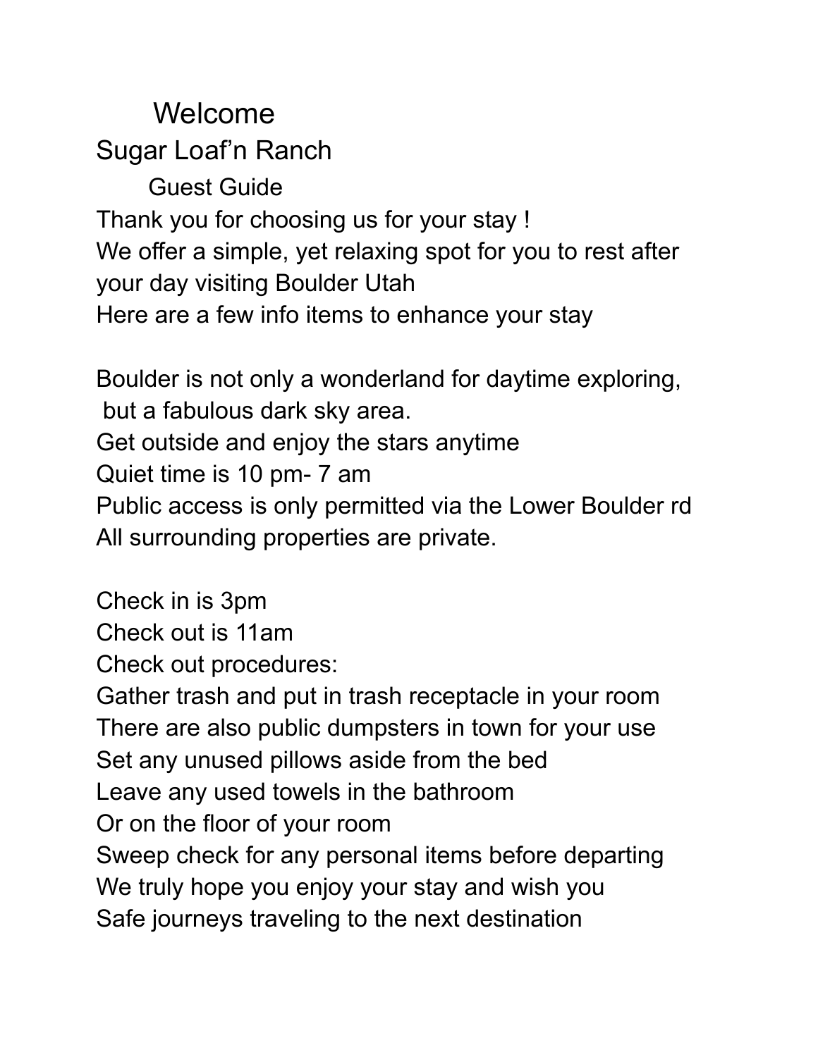# Welcome

## Sugar Loaf’n Ranch

### Guest Guide

Thank you for choosing us for your stay !
We offer a simple, yet relaxing spot for you to rest after your day visiting Boulder Utah
Here are a few info items to enhance your stay

Boulder is not only a wonderland for daytime exploring, but a fabulous dark sky area.
Get outside and enjoy the stars anytime
Quiet time is 10 pm- 7 am
Public access is only permitted via the Lower Boulder rd
All surrounding properties are private.

Check in is 3pm
Check out is 11am
Check out procedures:
Gather trash and put in trash receptacle in your room
There are also public dumpsters in town for your use
Set any unused pillows aside from the bed
Leave any used towels in the bathroom
Or on the floor of your room
Sweep check for any personal items before departing
We truly hope you enjoy your stay and wish you
Safe journeys traveling to the next destination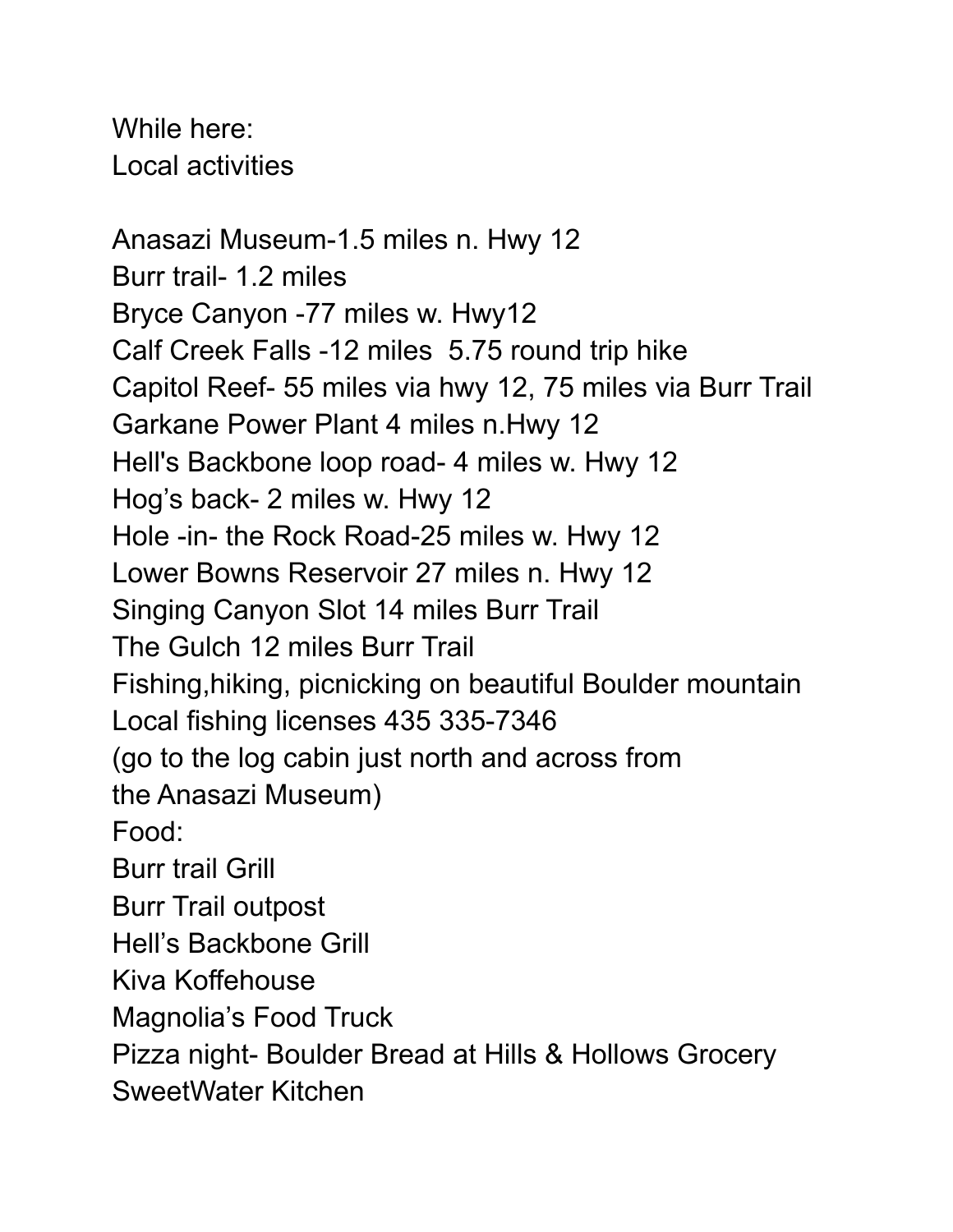While here:
Local activities

Anasazi Museum-1.5 miles n. Hwy 12
Burr trail- 1.2 miles
Bryce Canyon -77 miles w. Hwy12
Calf Creek Falls -12 miles  5.75 round trip hike
Capitol Reef- 55 miles via hwy 12, 75 miles via Burr Trail
Garkane Power Plant 4 miles n.Hwy 12
Hell's Backbone loop road- 4 miles w. Hwy 12
Hog's back- 2 miles w. Hwy 12
Hole -in- the Rock Road-25 miles w. Hwy 12
Lower Bowns Reservoir 27 miles n. Hwy 12
Singing Canyon Slot 14 miles Burr Trail
The Gulch 12 miles Burr Trail
Fishing,hiking, picnicking on beautiful Boulder mountain
Local fishing licenses 435 335-7346
(go to the log cabin just north and across from
the Anasazi Museum)
Food:
Burr trail Grill
Burr Trail outpost
Hell's Backbone Grill
Kiva Koffehouse
Magnolia's Food Truck
Pizza night- Boulder Bread at Hills & Hollows Grocery
SweetWater Kitchen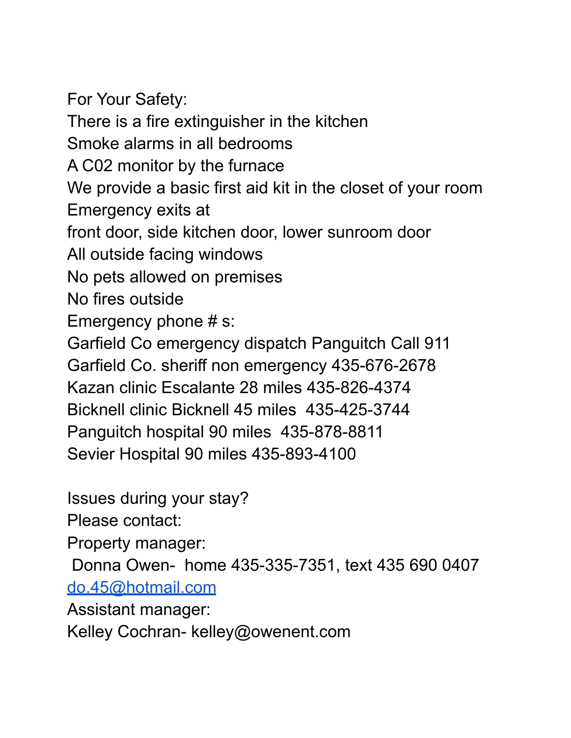For Your Safety:

There is a fire extinguisher in the kitchen

Smoke alarms in all bedrooms

A C02 monitor by the furnace

We provide a basic first aid kit in the closet of your room

Emergency exits at

front door, side kitchen door, lower sunroom door

All outside facing windows

No pets allowed on premises

No fires outside

Emergency phone # s:

Garfield Co emergency dispatch Panguitch Call 911

Garfield Co. sheriff non emergency 435-676-2678

Kazan clinic Escalante 28 miles 435-826-4374

Bicknell clinic Bicknell 45 miles 435-425-3744

Panguitch hospital 90 miles 435-878-8811

Sevier Hospital 90 miles 435-893-4100

Issues during your stay?

Please contact:

Property manager:

Donna Owen- home 435-335-7351, text 435 690 0407

[do.45@hotmail.com](mailto:do.45@hotmail.com)

Assistant manager:

Kelley Cochran- kelley@owenent.com